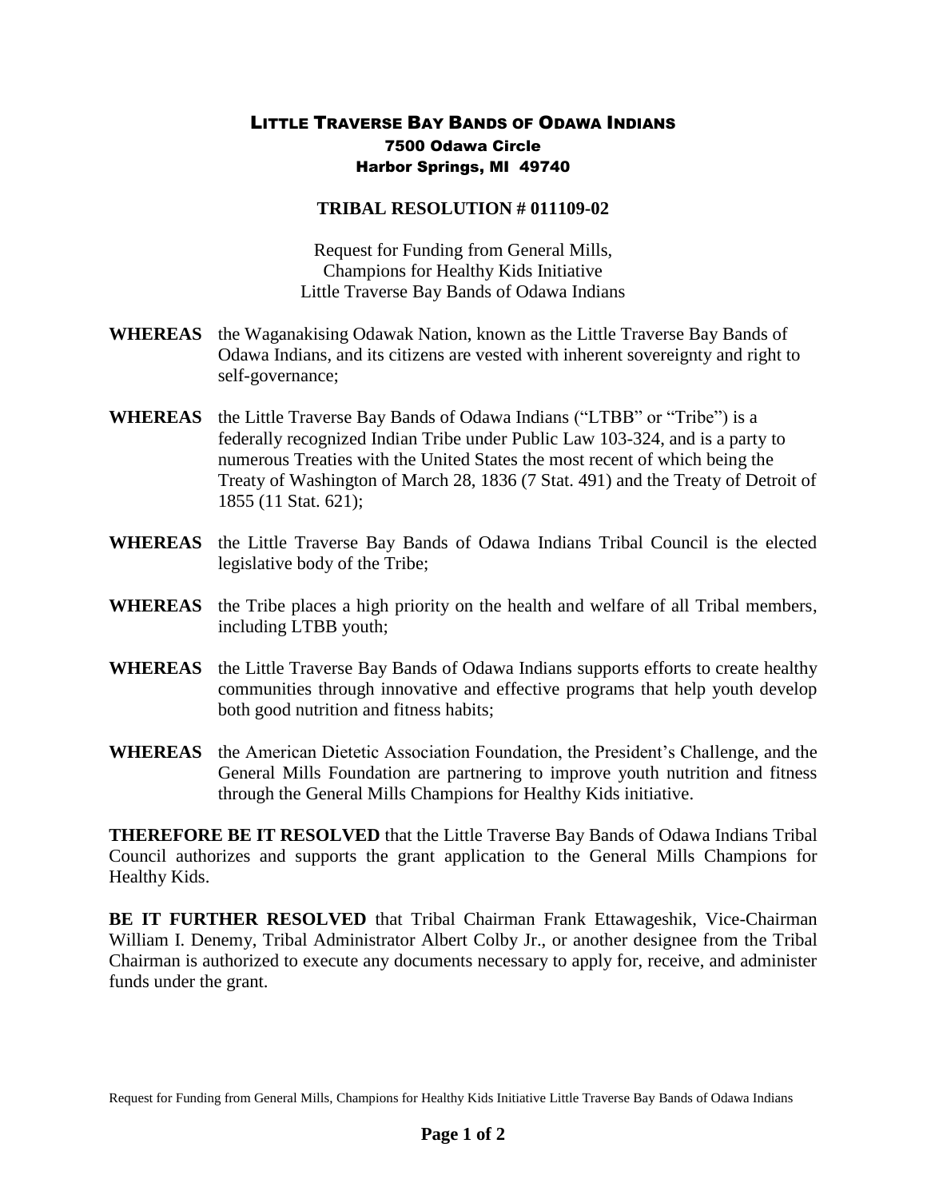# LITTLE TRAVERSE BAY BANDS OF ODAWA INDIANS

**7500 Odawa Circle**
**Harbor Springs, MI 49740**

## TRIBAL RESOLUTION # 011109-02

Request for Funding from General Mills,
Champions for Healthy Kids Initiative
Little Traverse Bay Bands of Odawa Indians

**WHEREAS** the Waganakising Odawak Nation, known as the Little Traverse Bay Bands of Odawa Indians, and its citizens are vested with inherent sovereignty and right to self-governance;

**WHEREAS** the Little Traverse Bay Bands of Odawa Indians ("LTBB" or "Tribe") is a federally recognized Indian Tribe under Public Law 103-324, and is a party to numerous Treaties with the United States the most recent of which being the Treaty of Washington of March 28, 1836 (7 Stat. 491) and the Treaty of Detroit of 1855 (11 Stat. 621);

**WHEREAS** the Little Traverse Bay Bands of Odawa Indians Tribal Council is the elected legislative body of the Tribe;

**WHEREAS** the Tribe places a high priority on the health and welfare of all Tribal members, including LTBB youth;

**WHEREAS** the Little Traverse Bay Bands of Odawa Indians supports efforts to create healthy communities through innovative and effective programs that help youth develop both good nutrition and fitness habits;

**WHEREAS** the American Dietetic Association Foundation, the President's Challenge, and the General Mills Foundation are partnering to improve youth nutrition and fitness through the General Mills Champions for Healthy Kids initiative.

**THEREFORE BE IT RESOLVED** that the Little Traverse Bay Bands of Odawa Indians Tribal Council authorizes and supports the grant application to the General Mills Champions for Healthy Kids.

**BE IT FURTHER RESOLVED** that Tribal Chairman Frank Ettawageshik, Vice-Chairman William I. Denemy, Tribal Administrator Albert Colby Jr., or another designee from the Tribal Chairman is authorized to execute any documents necessary to apply for, receive, and administer funds under the grant.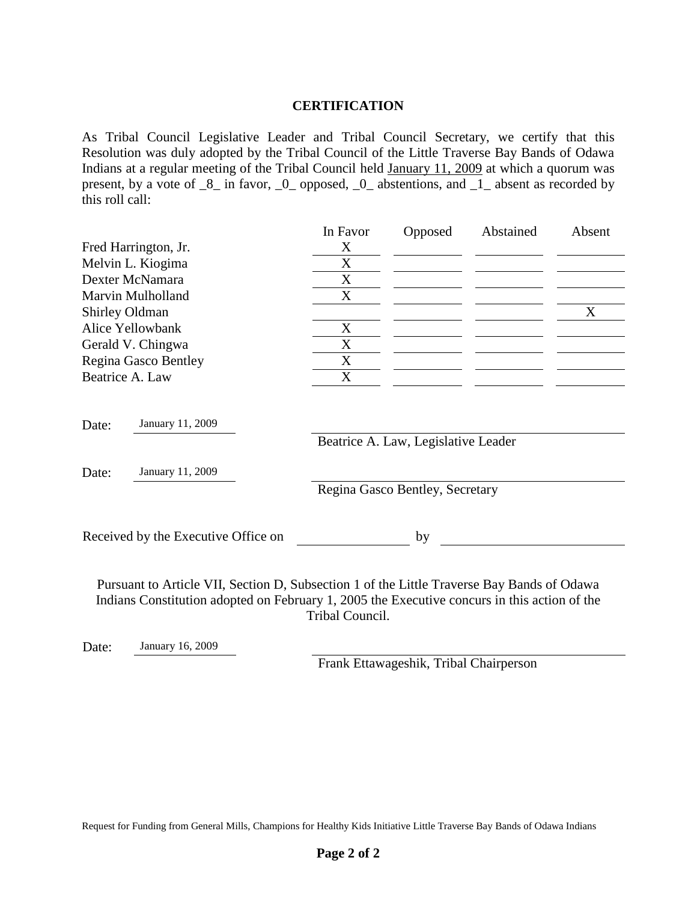## CERTIFICATION

As Tribal Council Legislative Leader and Tribal Council Secretary, we certify that this Resolution was duly adopted by the Tribal Council of the Little Traverse Bay Bands of Odawa Indians at a regular meeting of the Tribal Council held January 11, 2009 at which a quorum was present, by a vote of _8_ in favor, _0_ opposed, _0_ abstentions, and _1_ absent as recorded by this roll call:

| | In Favor | Opposed | Abstained | Absent |
|---|---|---|---|---|
| Fred Harrington, Jr. | X | | | |
| Melvin L. Kiogima | X | | | |
| Dexter McNamara | X | | | |
| Marvin Mulholland | X | | | |
| Shirley Oldman | | | | X |
| Alice Yellowbank | X | | | |
| Gerald V. Chingwa | X | | | |
| Regina Gasco Bentley | X | | | |
| Beatrice A. Law | X | | | |

Date: January 11, 2009

Beatrice A. Law, Legislative Leader

Date: January 11, 2009

Regina Gasco Bentley, Secretary

Received by the Executive Office on ________________ by ________________________

Pursuant to Article VII, Section D, Subsection 1 of the Little Traverse Bay Bands of Odawa Indians Constitution adopted on February 1, 2005 the Executive concurs in this action of the Tribal Council.

Date: January 16, 2009

Frank Ettawageshik, Tribal Chairperson

Request for Funding from General Mills, Champions for Healthy Kids Initiative Little Traverse Bay Bands of Odawa Indians